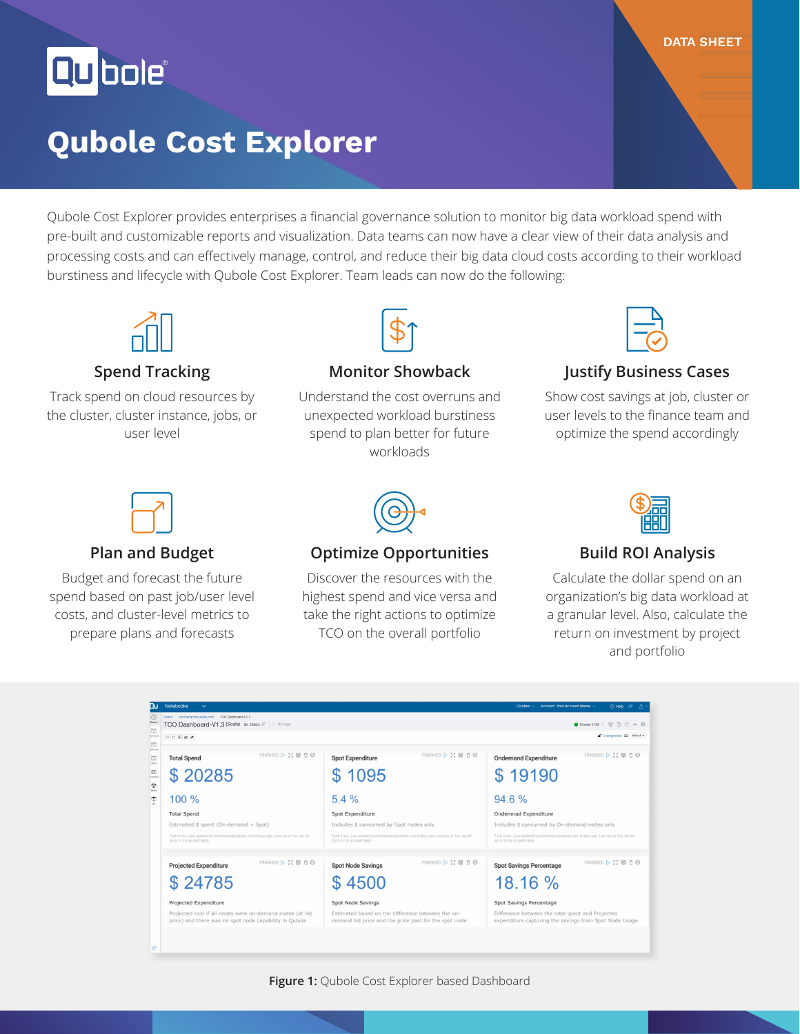DATA SHEET

# Qubole Cost Explorer

Qubole Cost Explorer provides enterprises a financial governance solution to monitor big data workload spend with pre-built and customizable reports and visualization. Data teams can now have a clear view of their data analysis and processing costs and can effectively manage, control, and reduce their big data cloud costs according to their workload burstiness and lifecycle with Qubole Cost Explorer. Team leads can now do the following:

### Spend Tracking

Track spend on cloud resources by the cluster, cluster instance, jobs, or user level

### Monitor Showback

Understand the cost overruns and unexpected workload burstiness spend to plan better for future workloads

### Justify Business Cases

Show cost savings at job, cluster or user levels to the finance team and optimize the spend accordingly

### Plan and Budget

Budget and forecast the future spend based on past job/user level costs, and cluster-level metrics to prepare plans and forecasts

### Optimize Opportunities

Discover the resources with the highest spend and vice versa and take the right actions to optimize TCO on the overall portfolio

### Build ROI Analysis

Calculate the dollar spend on an organization's big data workload at a granular level. Also, calculate the return on investment by project and portfolio

**Figure 1:** Qubole Cost Explorer based Dashboard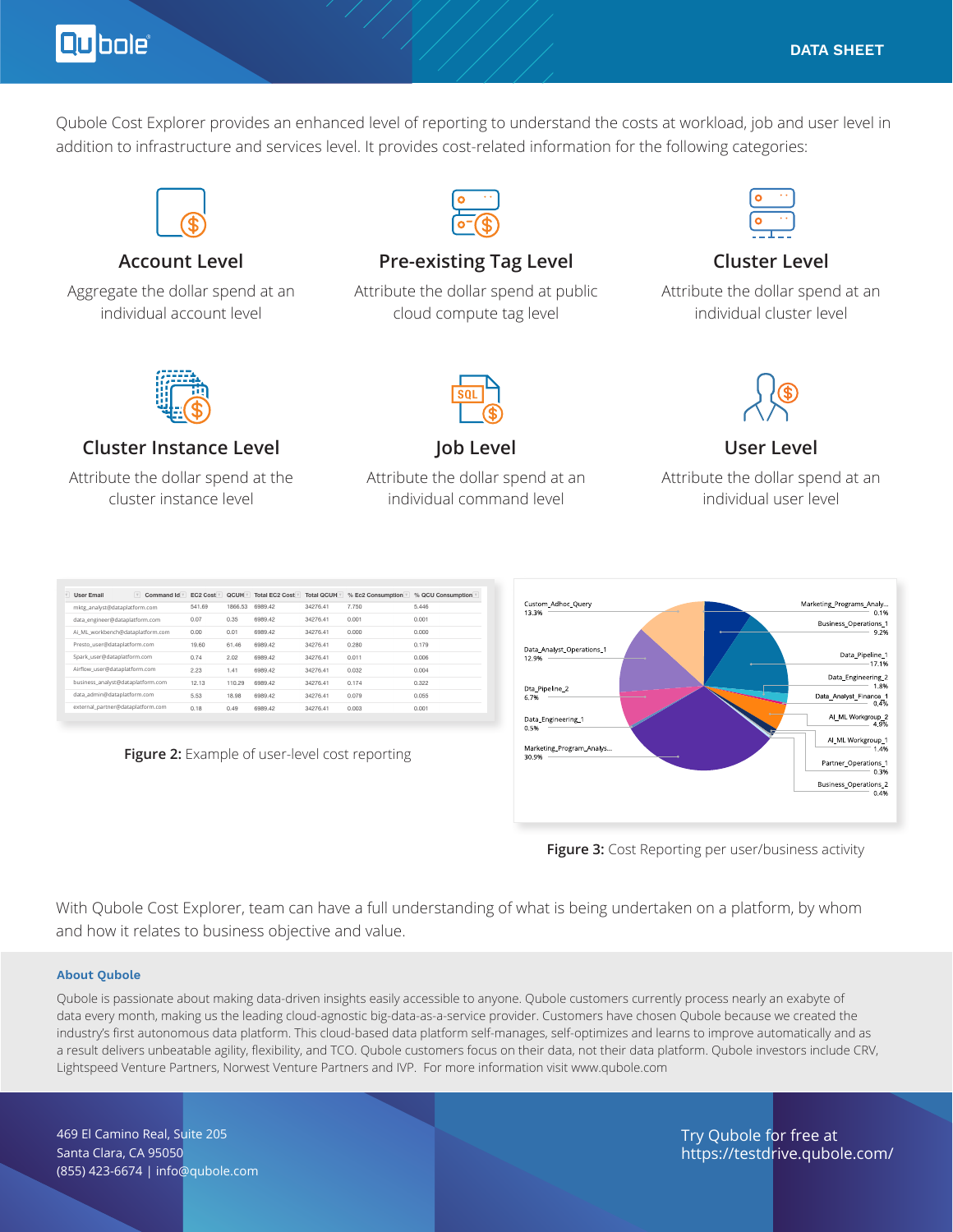DATA SHEET

Qubole Cost Explorer provides an enhanced level of reporting to understand the costs at workload, job and user level in addition to infrastructure and services level. It provides cost-related information for the following categories:

### Account Level

Aggregate the dollar spend at an individual account level

### Pre-existing Tag Level

Attribute the dollar spend at public cloud compute tag level

### Cluster Level

Attribute the dollar spend at an individual cluster level

### Cluster Instance Level

Attribute the dollar spend at the cluster instance level

### Job Level

Attribute the dollar spend at an individual command level

### User Level

Attribute the dollar spend at an individual user level

| User Email | Command Id | EC2 Cost | QCUH | Total EC2 Cost | Total QCUH | % Ec2 Consumption | % QCU Consumption |
|---|---|---|---|---|---|---|---|
| mktg_analyst@dataplatform.com | | 541.69 | 1866.53 | 6989.42 | 34276.41 | 7.750 | 5.446 |
| data_engineer@dataplatform.com | | 0.07 | 0.35 | 6989.42 | 34276.41 | 0.001 | 0.001 |
| AI_ML_workbench@dataplatform.com | | 0.00 | 0.01 | 6989.42 | 34276.41 | 0.000 | 0.000 |
| Presto_user@dataplatform.com | | 19.60 | 61.46 | 6989.42 | 34276.41 | 0.280 | 0.179 |
| Spark_user@dataplatform.com | | 0.74 | 2.02 | 6989.42 | 34276.41 | 0.011 | 0.006 |
| Airflow_user@dataplatform.com | | 2.23 | 1.41 | 6989.42 | 34276.41 | 0.032 | 0.004 |
| business_analyst@dataplatform.com | | 12.13 | 110.29 | 6989.42 | 34276.41 | 0.174 | 0.322 |
| data_admin@dataplatform.com | | 5.53 | 18.98 | 6989.42 | 34276.41 | 0.079 | 0.055 |
| external_partner@dataplatform.com | | 0.18 | 0.49 | 6989.42 | 34276.41 | 0.003 | 0.001 |

**Figure 2:** Example of user-level cost reporting

Custom_Adhoc_Query 13.3%
Data_Analyst_Operations_1 12.9%
Dta_Pipeline_2 6.7%
Data_Engineering_1 0.5%
Marketing_Program_Analys... 30.9%
Marketing_Programs_Analy... 0.1%
Business_Operations_1 9.2%
Data_Pipeline_1 17.1%
Data_Engineering_2 1.8%
Data_Analyst_Finance_1 0.4%
AI_ML Workgroup_2 4.9%
AI_ML Workgroup_1 1.4%
Partner_Operations_1 0.3%
Business_Operations_2 0.4%

**Figure 3:** Cost Reporting per user/business activity

With Qubole Cost Explorer, team can have a full understanding of what is being undertaken on a platform, by whom and how it relates to business objective and value.

**About Qubole**

Qubole is passionate about making data-driven insights easily accessible to anyone. Qubole customers currently process nearly an exabyte of data every month, making us the leading cloud-agnostic big-data-as-a-service provider. Customers have chosen Qubole because we created the industry's first autonomous data platform. This cloud-based data platform self-manages, self-optimizes and learns to improve automatically and as a result delivers unbeatable agility, flexibility, and TCO. Qubole customers focus on their data, not their data platform. Qubole investors include CRV, Lightspeed Venture Partners, Norwest Venture Partners and IVP. For more information visit www.qubole.com

469 El Camino Real, Suite 205
Santa Clara, CA 95050
(855) 423-6674 | info@qubole.com

Try Qubole for free at
https://testdrive.qubole.com/